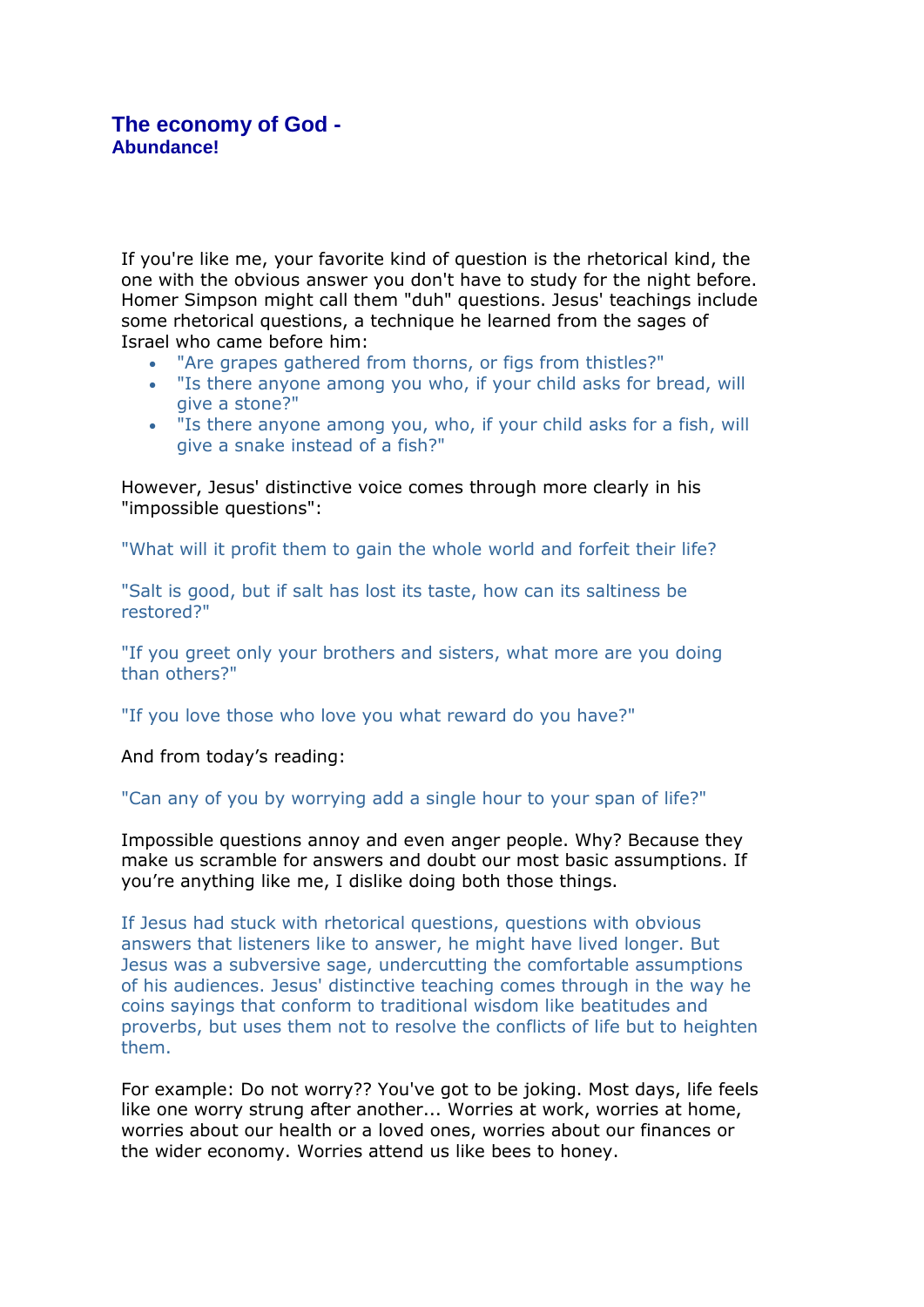# The economy of God -
## Abundance!

If you're like me, your favorite kind of question is the rhetorical kind, the one with the obvious answer you don't have to study for the night before. Homer Simpson might call them "duh" questions. Jesus' teachings include some rhetorical questions, a technique he learned from the sages of Israel who came before him:

- "Are grapes gathered from thorns, or figs from thistles?"
- "Is there anyone among you who, if your child asks for bread, will give a stone?"
- "Is there anyone among you, who, if your child asks for a fish, will give a snake instead of a fish?"

However, Jesus' distinctive voice comes through more clearly in his "impossible questions":

"What will it profit them to gain the whole world and forfeit their life?

"Salt is good, but if salt has lost its taste, how can its saltiness be restored?"

"If you greet only your brothers and sisters, what more are you doing than others?"

"If you love those who love you what reward do you have?"

And from today's reading:

"Can any of you by worrying add a single hour to your span of life?"

Impossible questions annoy and even anger people. Why? Because they make us scramble for answers and doubt our most basic assumptions. If you're anything like me, I dislike doing both those things.

If Jesus had stuck with rhetorical questions, questions with obvious answers that listeners like to answer, he might have lived longer. But Jesus was a subversive sage, undercutting the comfortable assumptions of his audiences. Jesus' distinctive teaching comes through in the way he coins sayings that conform to traditional wisdom like beatitudes and proverbs, but uses them not to resolve the conflicts of life but to heighten them.

For example: Do not worry?? You've got to be joking. Most days, life feels like one worry strung after another... Worries at work, worries at home, worries about our health or a loved ones, worries about our finances or the wider economy. Worries attend us like bees to honey.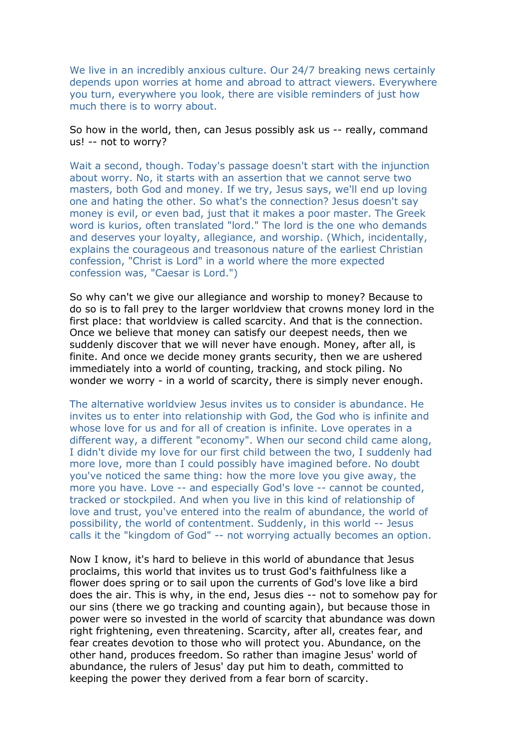We live in an incredibly anxious culture. Our 24/7 breaking news certainly depends upon worries at home and abroad to attract viewers. Everywhere you turn, everywhere you look, there are visible reminders of just how much there is to worry about.

So how in the world, then, can Jesus possibly ask us -- really, command us! -- not to worry?

Wait a second, though. Today's passage doesn't start with the injunction about worry. No, it starts with an assertion that we cannot serve two masters, both God and money. If we try, Jesus says, we'll end up loving one and hating the other. So what's the connection? Jesus doesn't say money is evil, or even bad, just that it makes a poor master. The Greek word is kurios, often translated "lord." The lord is the one who demands and deserves your loyalty, allegiance, and worship. (Which, incidentally, explains the courageous and treasonous nature of the earliest Christian confession, "Christ is Lord" in a world where the more expected confession was, "Caesar is Lord.")

So why can't we give our allegiance and worship to money? Because to do so is to fall prey to the larger worldview that crowns money lord in the first place: that worldview is called scarcity. And that is the connection. Once we believe that money can satisfy our deepest needs, then we suddenly discover that we will never have enough. Money, after all, is finite. And once we decide money grants security, then we are ushered immediately into a world of counting, tracking, and stock piling. No wonder we worry - in a world of scarcity, there is simply never enough.

The alternative worldview Jesus invites us to consider is abundance. He invites us to enter into relationship with God, the God who is infinite and whose love for us and for all of creation is infinite. Love operates in a different way, a different "economy". When our second child came along, I didn't divide my love for our first child between the two, I suddenly had more love, more than I could possibly have imagined before. No doubt you've noticed the same thing: how the more love you give away, the more you have. Love -- and especially God's love -- cannot be counted, tracked or stockpiled. And when you live in this kind of relationship of love and trust, you've entered into the realm of abundance, the world of possibility, the world of contentment. Suddenly, in this world -- Jesus calls it the "kingdom of God" -- not worrying actually becomes an option.

Now I know, it's hard to believe in this world of abundance that Jesus proclaims, this world that invites us to trust God's faithfulness like a flower does spring or to sail upon the currents of God's love like a bird does the air. This is why, in the end, Jesus dies -- not to somehow pay for our sins (there we go tracking and counting again), but because those in power were so invested in the world of scarcity that abundance was down right frightening, even threatening. Scarcity, after all, creates fear, and fear creates devotion to those who will protect you. Abundance, on the other hand, produces freedom. So rather than imagine Jesus' world of abundance, the rulers of Jesus' day put him to death, committed to keeping the power they derived from a fear born of scarcity.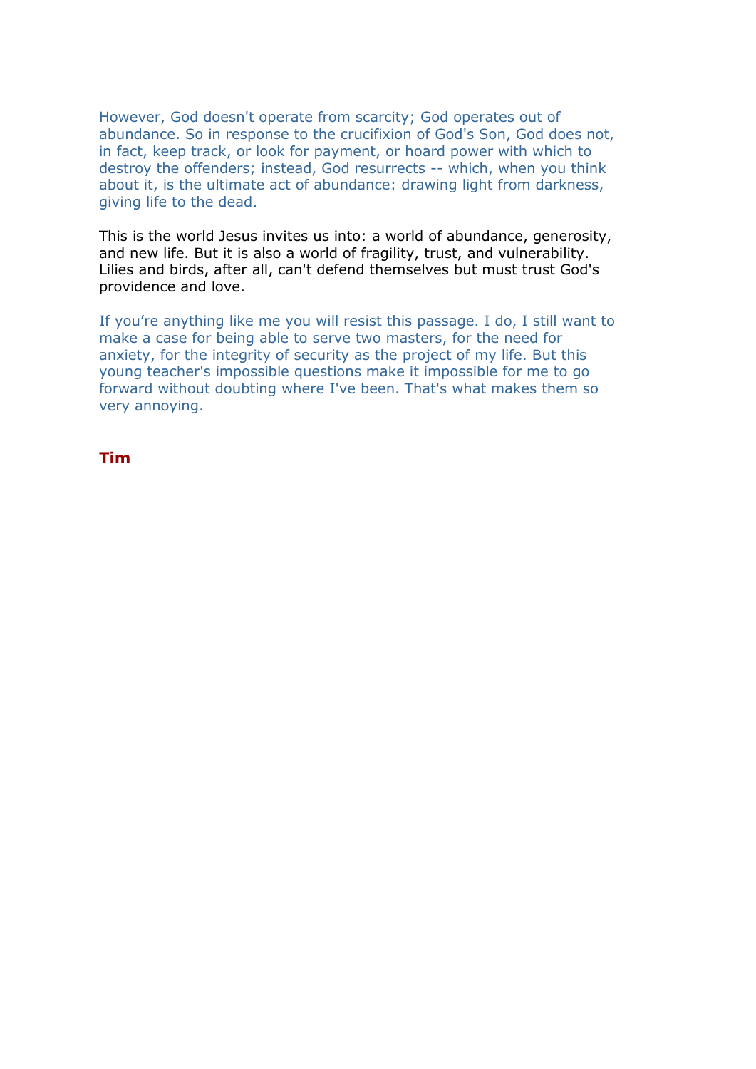However, God doesn't operate from scarcity; God operates out of abundance. So in response to the crucifixion of God's Son, God does not, in fact, keep track, or look for payment, or hoard power with which to destroy the offenders; instead, God resurrects -- which, when you think about it, is the ultimate act of abundance: drawing light from darkness, giving life to the dead.

This is the world Jesus invites us into: a world of abundance, generosity, and new life. But it is also a world of fragility, trust, and vulnerability. Lilies and birds, after all, can't defend themselves but must trust God's providence and love.

If you're anything like me you will resist this passage. I do, I still want to make a case for being able to serve two masters, for the need for anxiety, for the integrity of security as the project of my life. But this young teacher's impossible questions make it impossible for me to go forward without doubting where I've been. That's what makes them so very annoying.

**Tim**